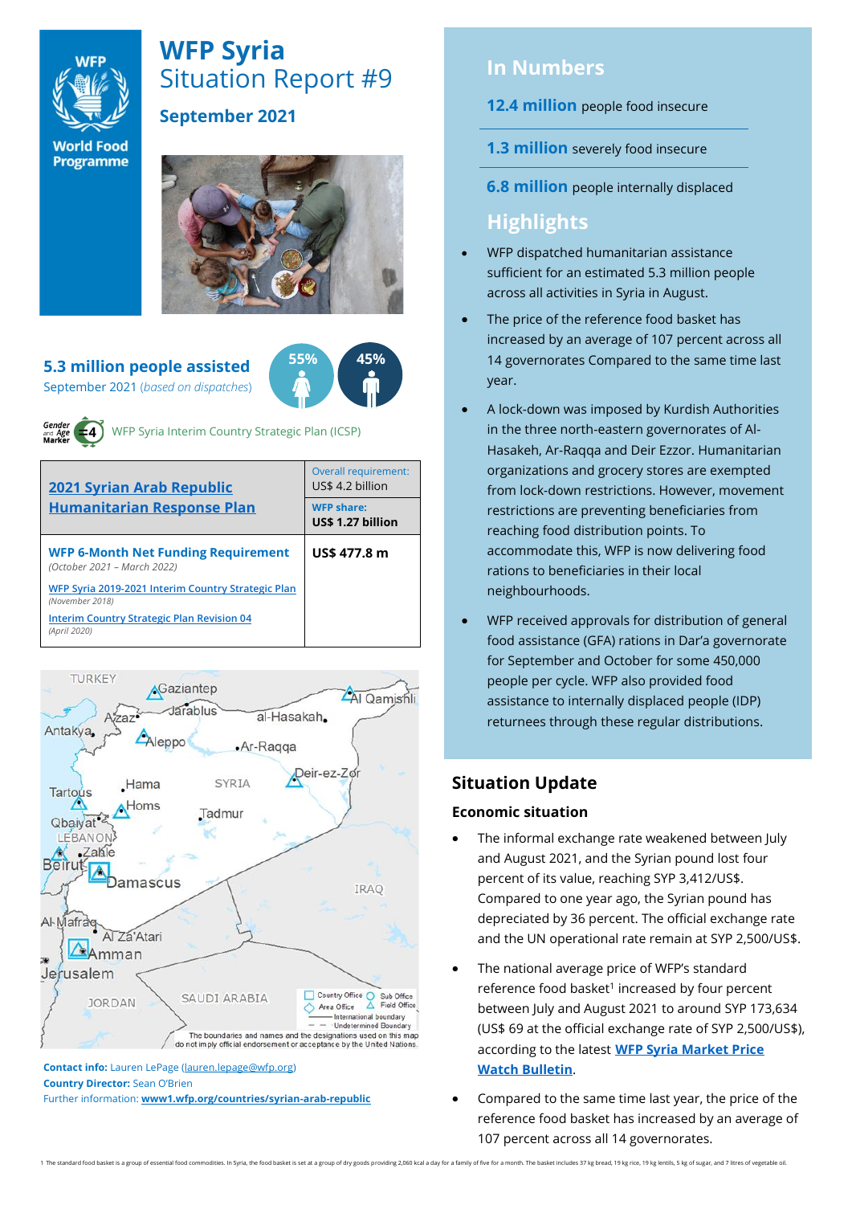# WFP Syria

## Situation Report #9

### September 2021

**5.3 million people assisted**

September 2021 (*based on dispatches*)

55% 45%

WFP Syria Interim Country Strategic Plan (ICSP)

| 2021 Syrian Arab Republic Humanitarian Response Plan | Overall requirement: US$ 4.2 billion |
|---|---|
| | **WFP share: US$ 1.27 billion** |
| **WFP 6-Month Net Funding Requirement** *(October 2021 – March 2022)* | **US$ 477.8 m** |
| WFP Syria 2019-2021 Interim Country Strategic Plan *(November 2018)* | |
| Interim Country Strategic Plan Revision 04 *(April 2020)* | |

The boundaries and names and the designations used on this map do not imply official endorsement or acceptance by the United Nations.

**Contact info:** Lauren LePage (lauren.lepage@wfp.org)
**Country Director:** Sean O'Brien
Further information: **www1.wfp.org/countries/syrian-arab-republic**

## In Numbers

**12.4 million** people food insecure

**1.3 million** severely food insecure

**6.8 million** people internally displaced

## Highlights

- WFP dispatched humanitarian assistance sufficient for an estimated 5.3 million people across all activities in Syria in August.
- The price of the reference food basket has increased by an average of 107 percent across all 14 governorates Compared to the same time last year.
- A lock-down was imposed by Kurdish Authorities in the three north-eastern governorates of Al-Hasakeh, Ar-Raqqa and Deir Ezzor. Humanitarian organizations and grocery stores are exempted from lock-down restrictions. However, movement restrictions are preventing beneficiaries from reaching food distribution points. To accommodate this, WFP is now delivering food rations to beneficiaries in their local neighbourhoods.
- WFP received approvals for distribution of general food assistance (GFA) rations in Dar'a governorate for September and October for some 450,000 people per cycle. WFP also provided food assistance to internally displaced people (IDP) returnees through these regular distributions.

## Situation Update

### Economic situation

- The informal exchange rate weakened between July and August 2021, and the Syrian pound lost four percent of its value, reaching SYP 3,412/US$. Compared to one year ago, the Syrian pound has depreciated by 36 percent. The official exchange rate and the UN operational rate remain at SYP 2,500/US$.
- The national average price of WFP's standard reference food basket[1] increased by four percent between July and August 2021 to around SYP 173,634 (US$ 69 at the official exchange rate of SYP 2,500/US$), according to the latest **WFP Syria Market Price Watch Bulletin**.
- Compared to the same time last year, the price of the reference food basket has increased by an average of 107 percent across all 14 governorates.

1 The standard food basket is a group of essential food commodities. In Syria, the food basket is set at a group of dry goods providing 2,060 kcal a day for a family of five for a month. The basket includes 37 kg bread, 19 kg rice, 19 kg lentils, 5 kg of sugar, and 7 litres of vegetable oil.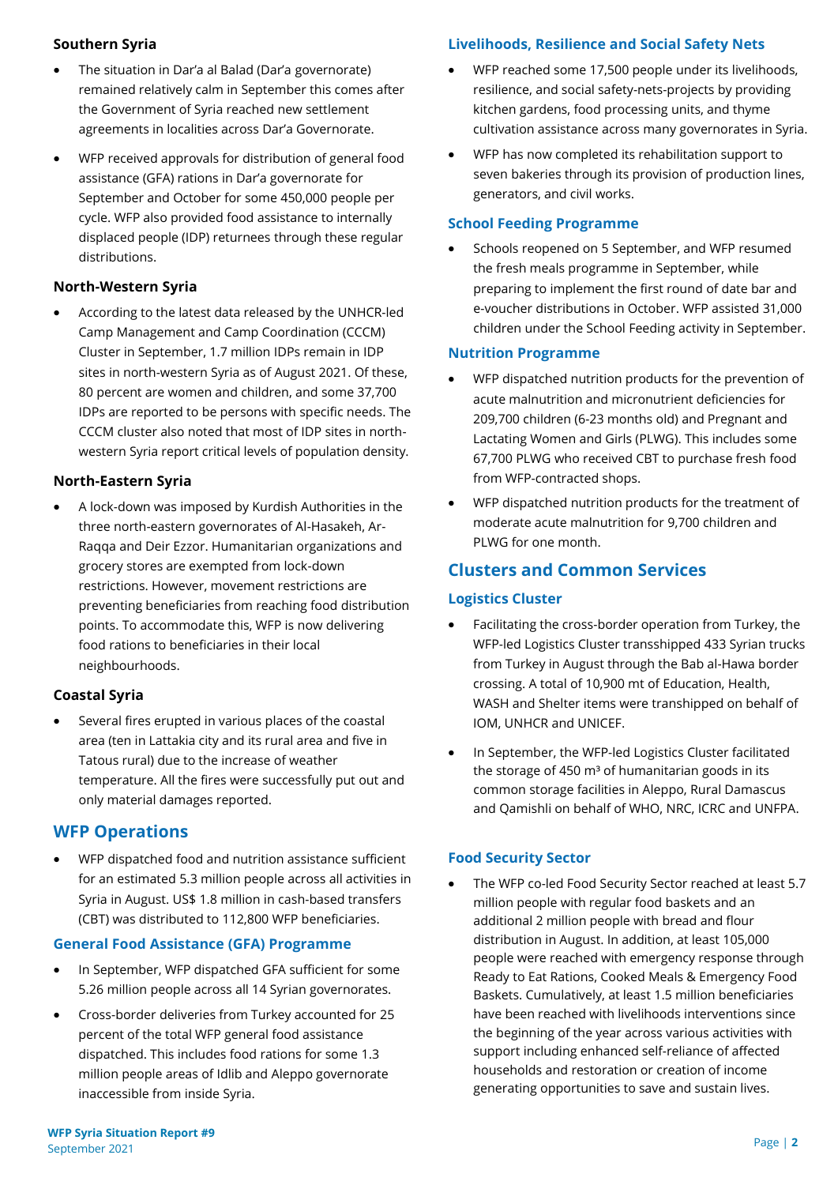### Southern Syria

- The situation in Dar'a al Balad (Dar'a governorate) remained relatively calm in September this comes after the Government of Syria reached new settlement agreements in localities across Dar'a Governorate.
- WFP received approvals for distribution of general food assistance (GFA) rations in Dar'a governorate for September and October for some 450,000 people per cycle. WFP also provided food assistance to internally displaced people (IDP) returnees through these regular distributions.

### North-Western Syria

- According to the latest data released by the UNHCR-led Camp Management and Camp Coordination (CCCM) Cluster in September, 1.7 million IDPs remain in IDP sites in north-western Syria as of August 2021. Of these, 80 percent are women and children, and some 37,700 IDPs are reported to be persons with specific needs. The CCCM cluster also noted that most of IDP sites in north-western Syria report critical levels of population density.

### North-Eastern Syria

- A lock-down was imposed by Kurdish Authorities in the three north-eastern governorates of Al-Hasakeh, Ar-Raqqa and Deir Ezzor. Humanitarian organizations and grocery stores are exempted from lock-down restrictions. However, movement restrictions are preventing beneficiaries from reaching food distribution points. To accommodate this, WFP is now delivering food rations to beneficiaries in their local neighbourhoods.

### Coastal Syria

- Several fires erupted in various places of the coastal area (ten in Lattakia city and its rural area and five in Tatous rural) due to the increase of weather temperature. All the fires were successfully put out and only material damages reported.

## WFP Operations

- WFP dispatched food and nutrition assistance sufficient for an estimated 5.3 million people across all activities in Syria in August. US$ 1.8 million in cash-based transfers (CBT) was distributed to 112,800 WFP beneficiaries.

### General Food Assistance (GFA) Programme

- In September, WFP dispatched GFA sufficient for some 5.26 million people across all 14 Syrian governorates.
- Cross-border deliveries from Turkey accounted for 25 percent of the total WFP general food assistance dispatched. This includes food rations for some 1.3 million people areas of Idlib and Aleppo governorate inaccessible from inside Syria.

### Livelihoods, Resilience and Social Safety Nets

- WFP reached some 17,500 people under its livelihoods, resilience, and social safety-nets-projects by providing kitchen gardens, food processing units, and thyme cultivation assistance across many governorates in Syria.
- WFP has now completed its rehabilitation support to seven bakeries through its provision of production lines, generators, and civil works.

### School Feeding Programme

- Schools reopened on 5 September, and WFP resumed the fresh meals programme in September, while preparing to implement the first round of date bar and e-voucher distributions in October. WFP assisted 31,000 children under the School Feeding activity in September.

### Nutrition Programme

- WFP dispatched nutrition products for the prevention of acute malnutrition and micronutrient deficiencies for 209,700 children (6-23 months old) and Pregnant and Lactating Women and Girls (PLWG). This includes some 67,700 PLWG who received CBT to purchase fresh food from WFP-contracted shops.
- WFP dispatched nutrition products for the treatment of moderate acute malnutrition for 9,700 children and PLWG for one month.

## Clusters and Common Services

### Logistics Cluster

- Facilitating the cross-border operation from Turkey, the WFP-led Logistics Cluster transshipped 433 Syrian trucks from Turkey in August through the Bab al-Hawa border crossing. A total of 10,900 mt of Education, Health, WASH and Shelter items were transhipped on behalf of IOM, UNHCR and UNICEF.
- In September, the WFP-led Logistics Cluster facilitated the storage of 450 m³ of humanitarian goods in its common storage facilities in Aleppo, Rural Damascus and Qamishli on behalf of WHO, NRC, ICRC and UNFPA.

### Food Security Sector

- The WFP co-led Food Security Sector reached at least 5.7 million people with regular food baskets and an additional 2 million people with bread and flour distribution in August. In addition, at least 105,000 people were reached with emergency response through Ready to Eat Rations, Cooked Meals & Emergency Food Baskets. Cumulatively, at least 1.5 million beneficiaries have been reached with livelihoods interventions since the beginning of the year across various activities with support including enhanced self-reliance of affected households and restoration or creation of income generating opportunities to save and sustain lives.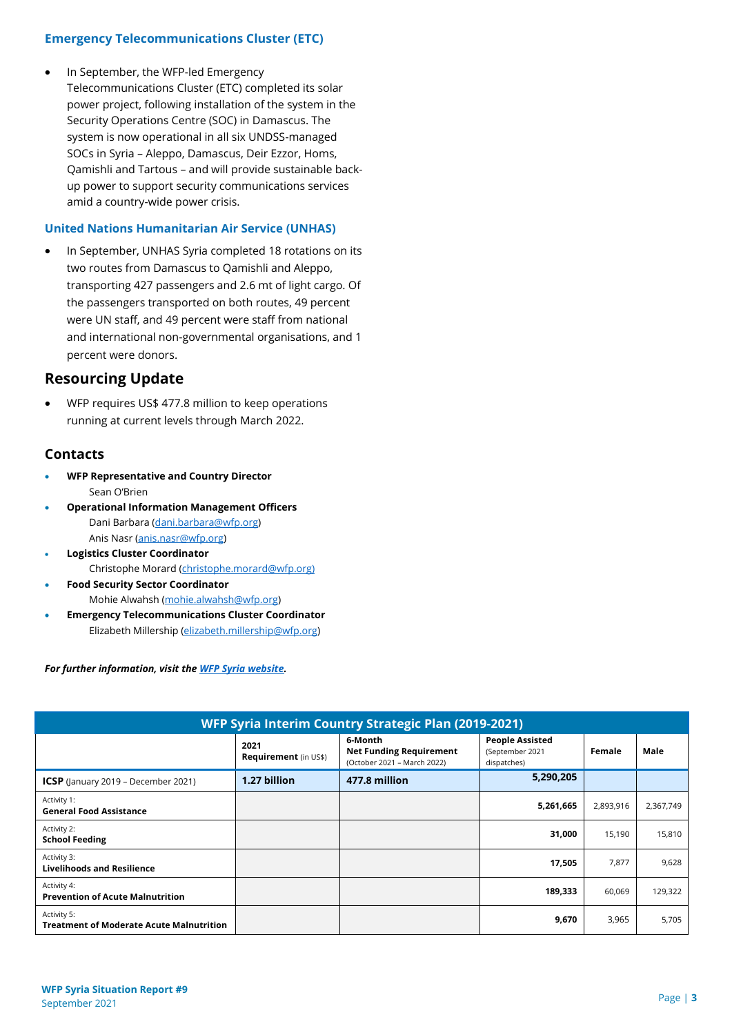### Emergency Telecommunications Cluster (ETC)

- In September, the WFP-led Emergency Telecommunications Cluster (ETC) completed its solar power project, following installation of the system in the Security Operations Centre (SOC) in Damascus. The system is now operational in all six UNDSS-managed SOCs in Syria – Aleppo, Damascus, Deir Ezzor, Homs, Qamishli and Tartous – and will provide sustainable back-up power to support security communications services amid a country-wide power crisis.

### United Nations Humanitarian Air Service (UNHAS)

- In September, UNHAS Syria completed 18 rotations on its two routes from Damascus to Qamishli and Aleppo, transporting 427 passengers and 2.6 mt of light cargo. Of the passengers transported on both routes, 49 percent were UN staff, and 49 percent were staff from national and international non-governmental organisations, and 1 percent were donors.

## Resourcing Update

- WFP requires US$ 477.8 million to keep operations running at current levels through March 2022.

## Contacts

- **WFP Representative and Country Director**
  Sean O'Brien
- **Operational Information Management Officers**
  Dani Barbara (dani.barbara@wfp.org)
  Anis Nasr (anis.nasr@wfp.org)
- **Logistics Cluster Coordinator**
  Christophe Morard (christophe.morard@wfp.org)
- **Food Security Sector Coordinator**
  Mohie Alwahsh (mohie.alwahsh@wfp.org)
- **Emergency Telecommunications Cluster Coordinator**
  Elizabeth Millership (elizabeth.millership@wfp.org)

***For further information, visit the WFP Syria website.***

**WFP Syria Interim Country Strategic Plan (2019-2021)**

| | **2021 Requirement** (in US$) | **6-Month Net Funding Requirement** (October 2021 – March 2022) | **People Assisted** (September 2021 dispatches) | **Female** | **Male** |
|---|---|---|---|---|---|
| **ICSP** (January 2019 – December 2021) | **1.27 billion** | **477.8 million** | **5,290,205** | | |
| Activity 1: **General Food Assistance** | | | **5,261,665** | 2,893,916 | 2,367,749 |
| Activity 2: **School Feeding** | | | **31,000** | 15,190 | 15,810 |
| Activity 3: **Livelihoods and Resilience** | | | **17,505** | 7,877 | 9,628 |
| Activity 4: **Prevention of Acute Malnutrition** | | | **189,333** | 60,069 | 129,322 |
| Activity 5: **Treatment of Moderate Acute Malnutrition** | | | **9,670** | 3,965 | 5,705 |